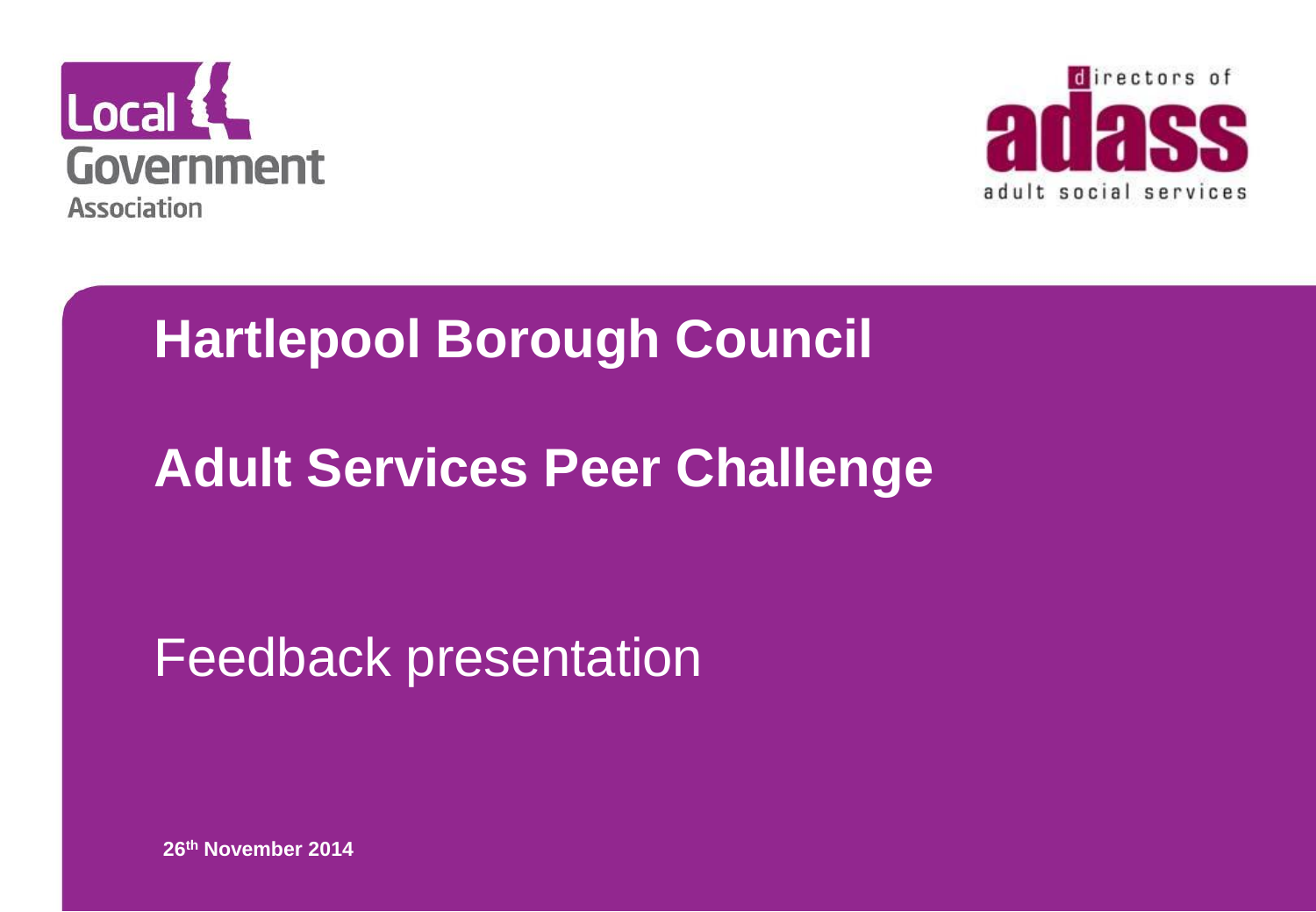# Hartlepool Borough Council

# Adult Services Peer Challenge

Feedback presentation

**26th November 2014**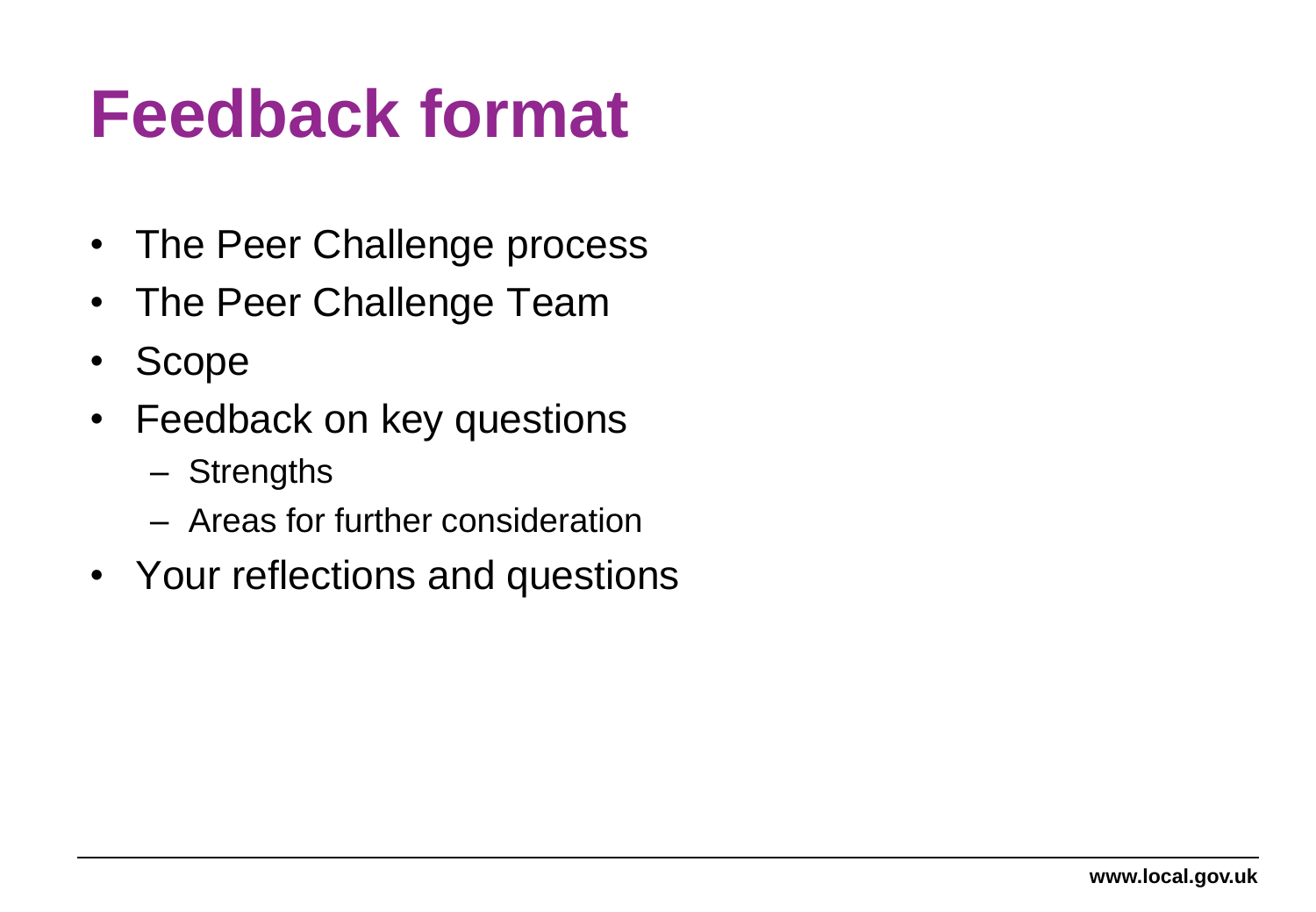# Feedback format

- The Peer Challenge process
- The Peer Challenge Team
- Scope
- Feedback on key questions
  - Strengths
  - Areas for further consideration
- Your reflections and questions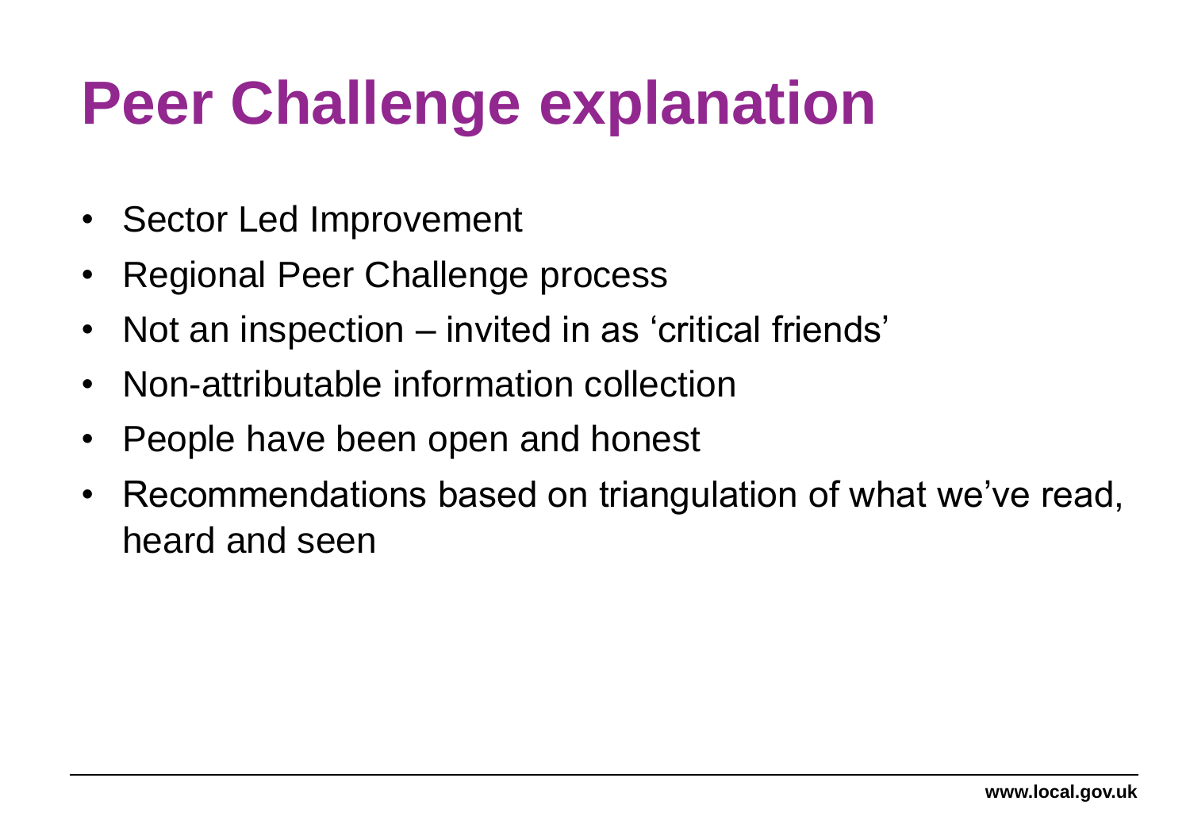# Peer Challenge explanation

- Sector Led Improvement
- Regional Peer Challenge process
- Not an inspection – invited in as 'critical friends'
- Non-attributable information collection
- People have been open and honest
- Recommendations based on triangulation of what we've read, heard and seen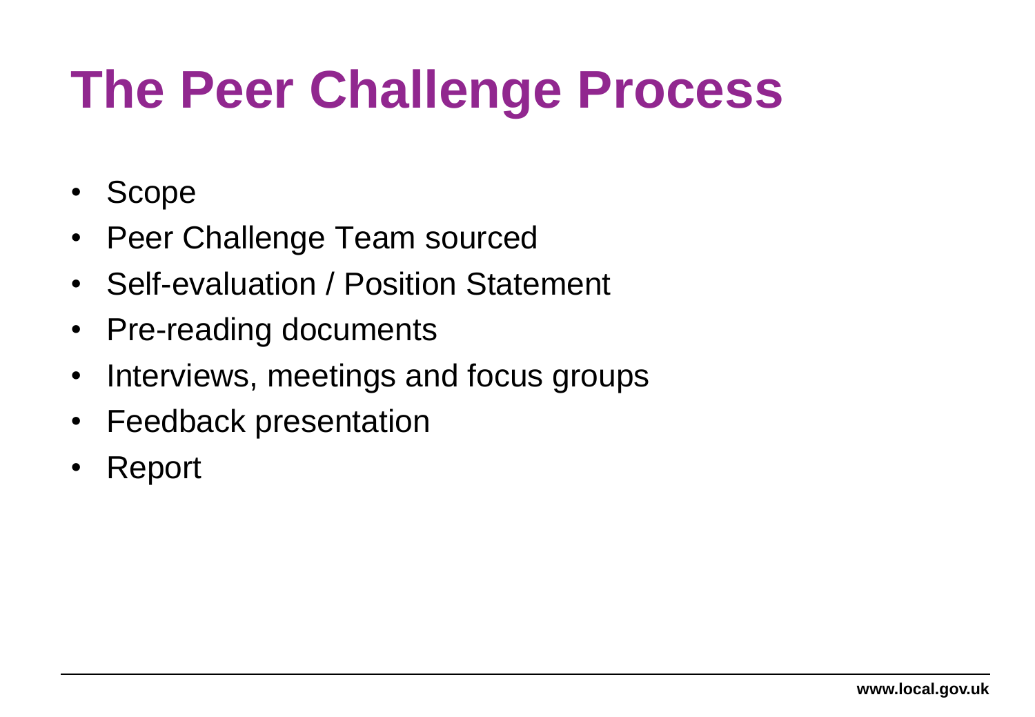# The Peer Challenge Process

- Scope
- Peer Challenge Team sourced
- Self-evaluation / Position Statement
- Pre-reading documents
- Interviews, meetings and focus groups
- Feedback presentation
- Report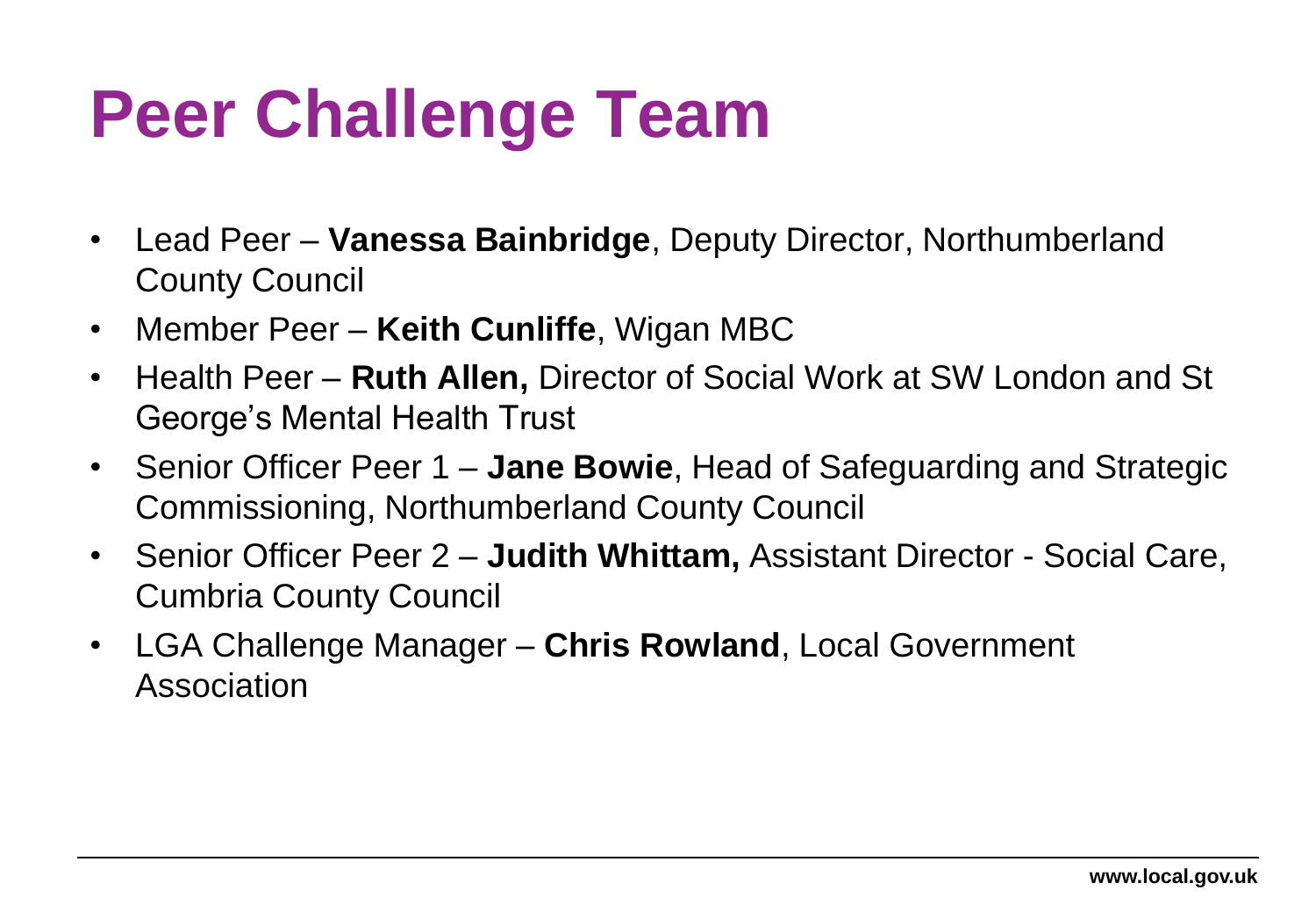# Peer Challenge Team

- Lead Peer – **Vanessa Bainbridge**, Deputy Director, Northumberland County Council
- Member Peer – **Keith Cunliffe**, Wigan MBC
- Health Peer – **Ruth Allen,** Director of Social Work at SW London and St George's Mental Health Trust
- Senior Officer Peer 1 – **Jane Bowie**, Head of Safeguarding and Strategic Commissioning, Northumberland County Council
- Senior Officer Peer 2 – **Judith Whittam,** Assistant Director - Social Care, Cumbria County Council
- LGA Challenge Manager – **Chris Rowland**, Local Government Association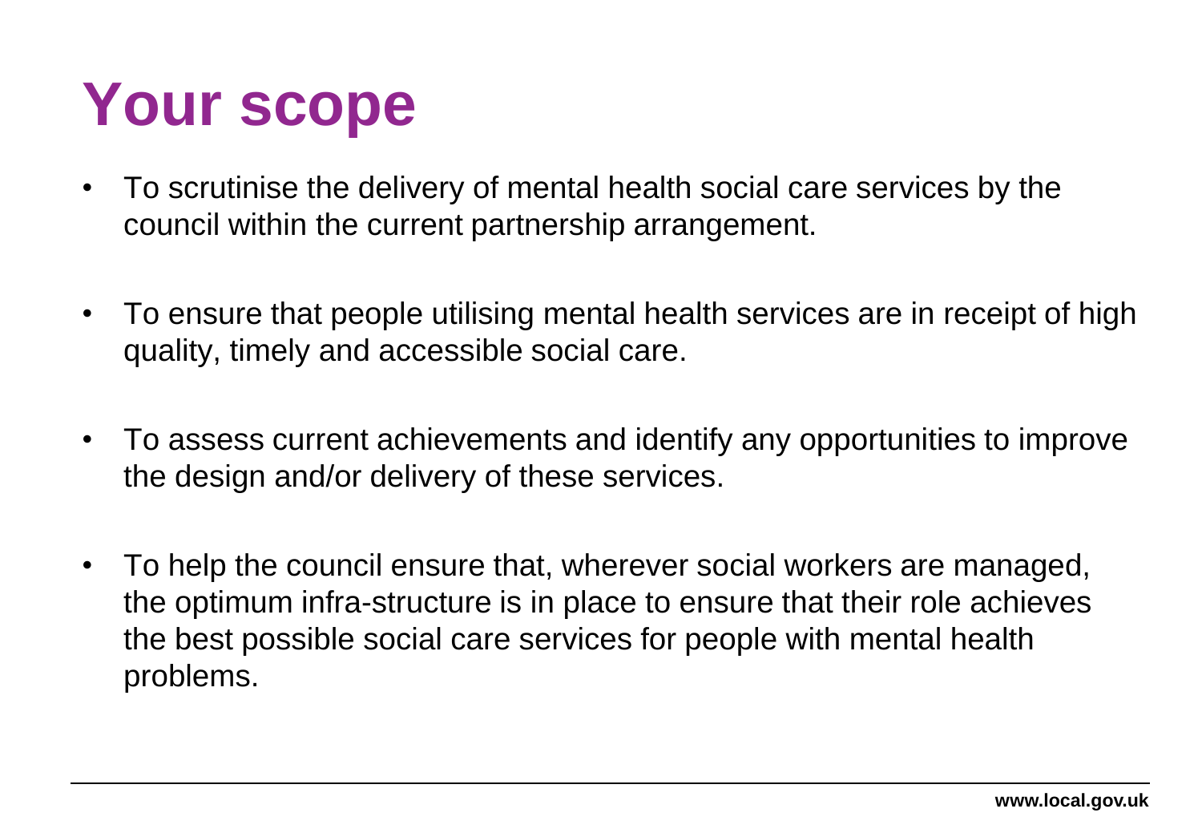# Your scope

- To scrutinise the delivery of mental health social care services by the council within the current partnership arrangement.
- To ensure that people utilising mental health services are in receipt of high quality, timely and accessible social care.
- To assess current achievements and identify any opportunities to improve the design and/or delivery of these services.
- To help the council ensure that, wherever social workers are managed, the optimum infra-structure is in place to ensure that their role achieves the best possible social care services for people with mental health problems.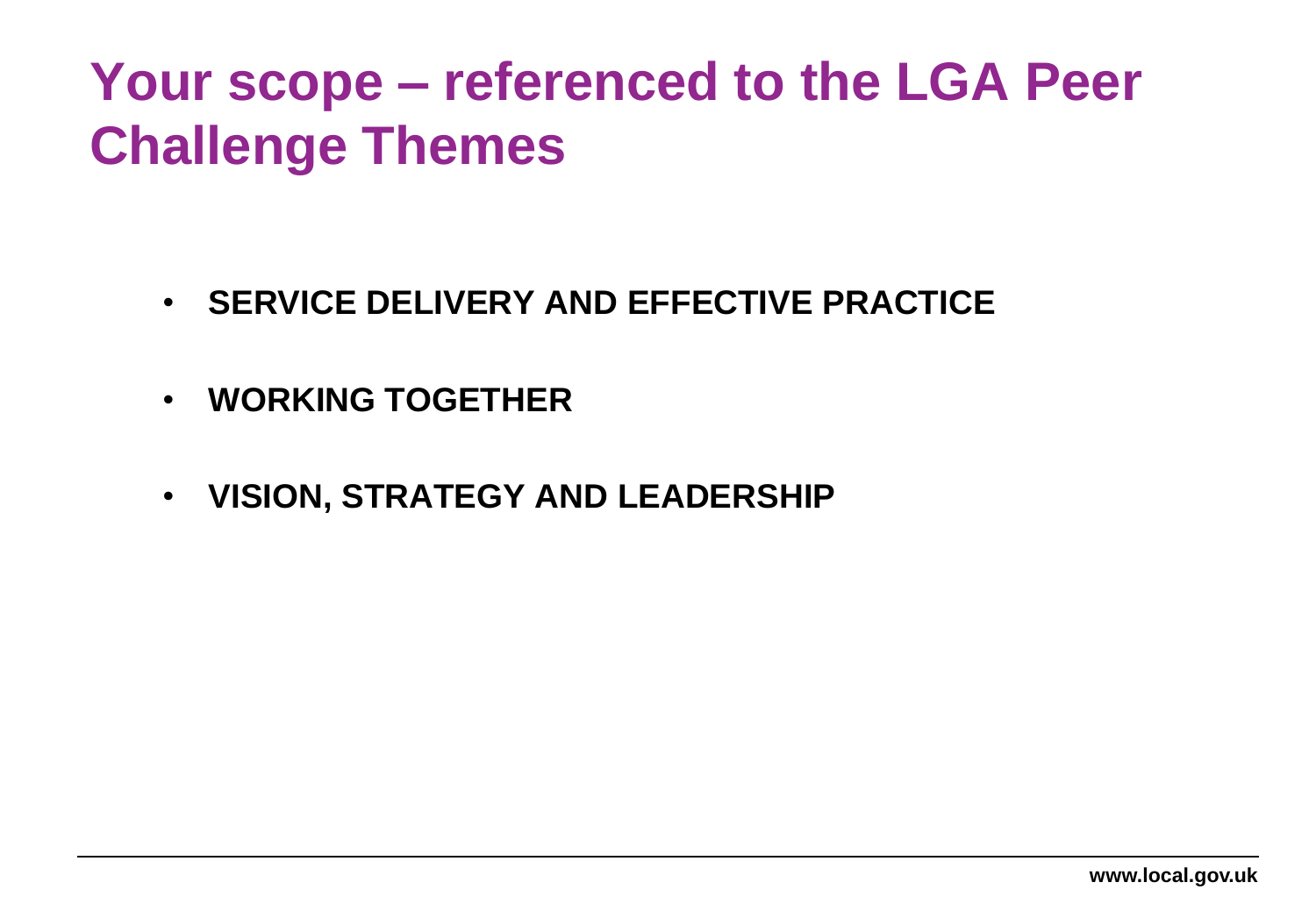# Your scope – referenced to the LGA Peer Challenge Themes

- **SERVICE DELIVERY AND EFFECTIVE PRACTICE**
- **WORKING TOGETHER**
- **VISION, STRATEGY AND LEADERSHIP**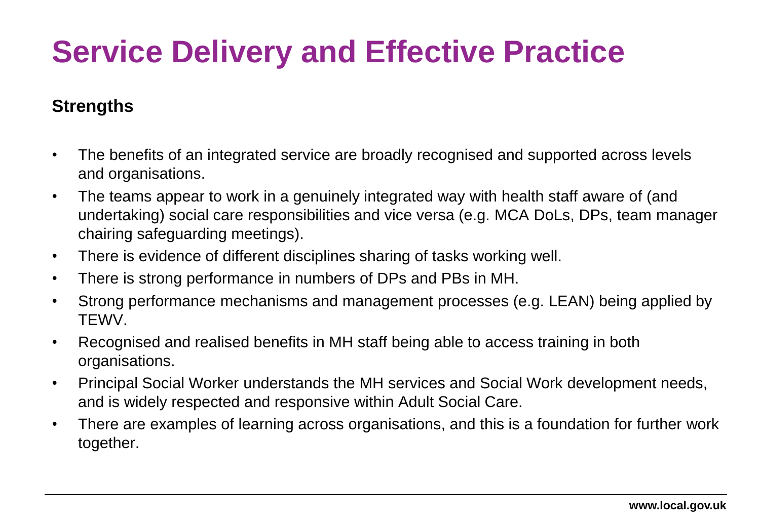# Service Delivery and Effective Practice

**Strengths**

- The benefits of an integrated service are broadly recognised and supported across levels and organisations.
- The teams appear to work in a genuinely integrated way with health staff aware of (and undertaking) social care responsibilities and vice versa (e.g. MCA DoLs, DPs, team manager chairing safeguarding meetings).
- There is evidence of different disciplines sharing of tasks working well.
- There is strong performance in numbers of DPs and PBs in MH.
- Strong performance mechanisms and management processes (e.g. LEAN) being applied by TEWV.
- Recognised and realised benefits in MH staff being able to access training in both organisations.
- Principal Social Worker understands the MH services and Social Work development needs, and is widely respected and responsive within Adult Social Care.
- There are examples of learning across organisations, and this is a foundation for further work together.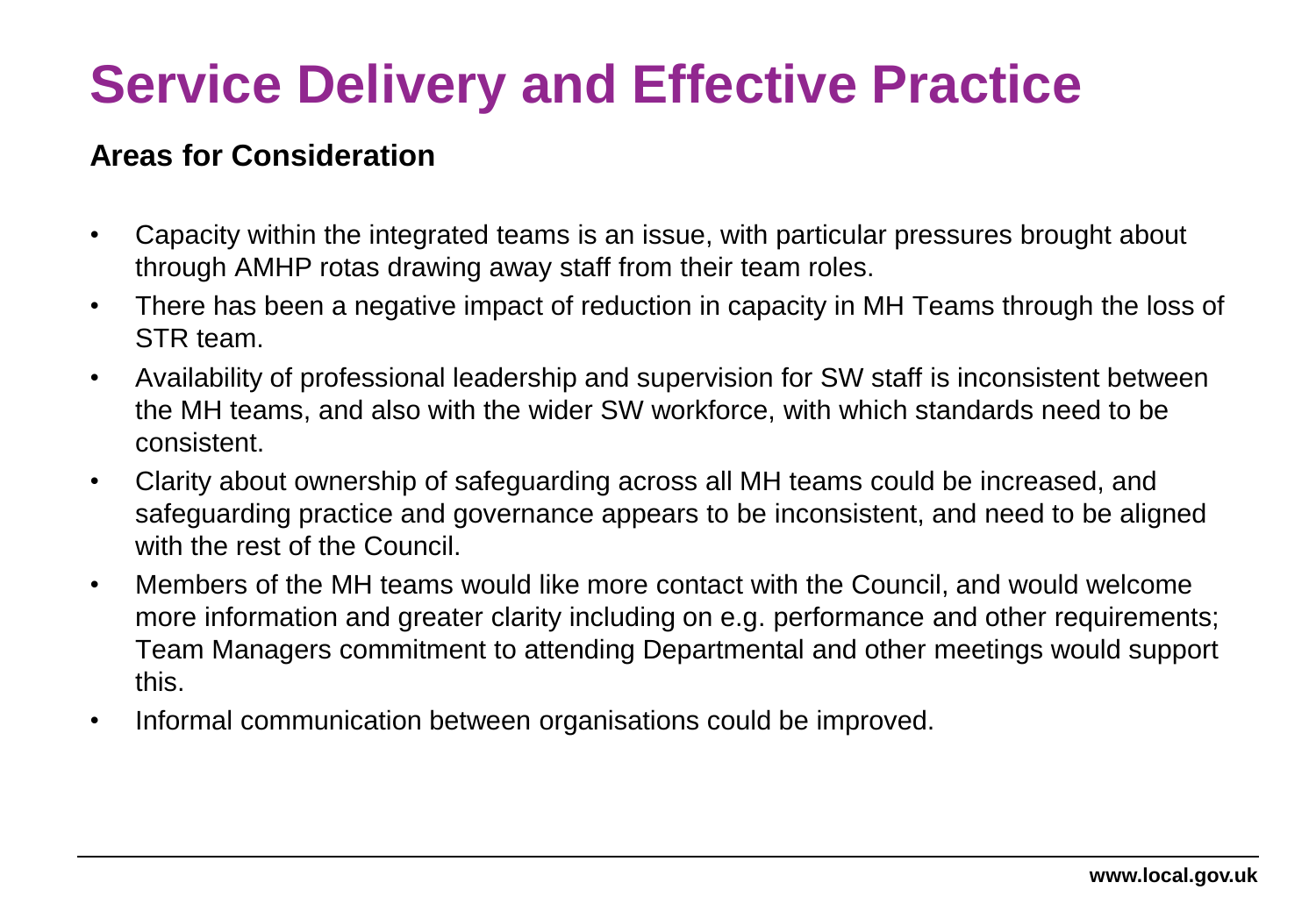# Service Delivery and Effective Practice

**Areas for Consideration**

- Capacity within the integrated teams is an issue, with particular pressures brought about through AMHP rotas drawing away staff from their team roles.
- There has been a negative impact of reduction in capacity in MH Teams through the loss of STR team.
- Availability of professional leadership and supervision for SW staff is inconsistent between the MH teams, and also with the wider SW workforce, with which standards need to be consistent.
- Clarity about ownership of safeguarding across all MH teams could be increased, and safeguarding practice and governance appears to be inconsistent, and need to be aligned with the rest of the Council.
- Members of the MH teams would like more contact with the Council, and would welcome more information and greater clarity including on e.g. performance and other requirements; Team Managers commitment to attending Departmental and other meetings would support this.
- Informal communication between organisations could be improved.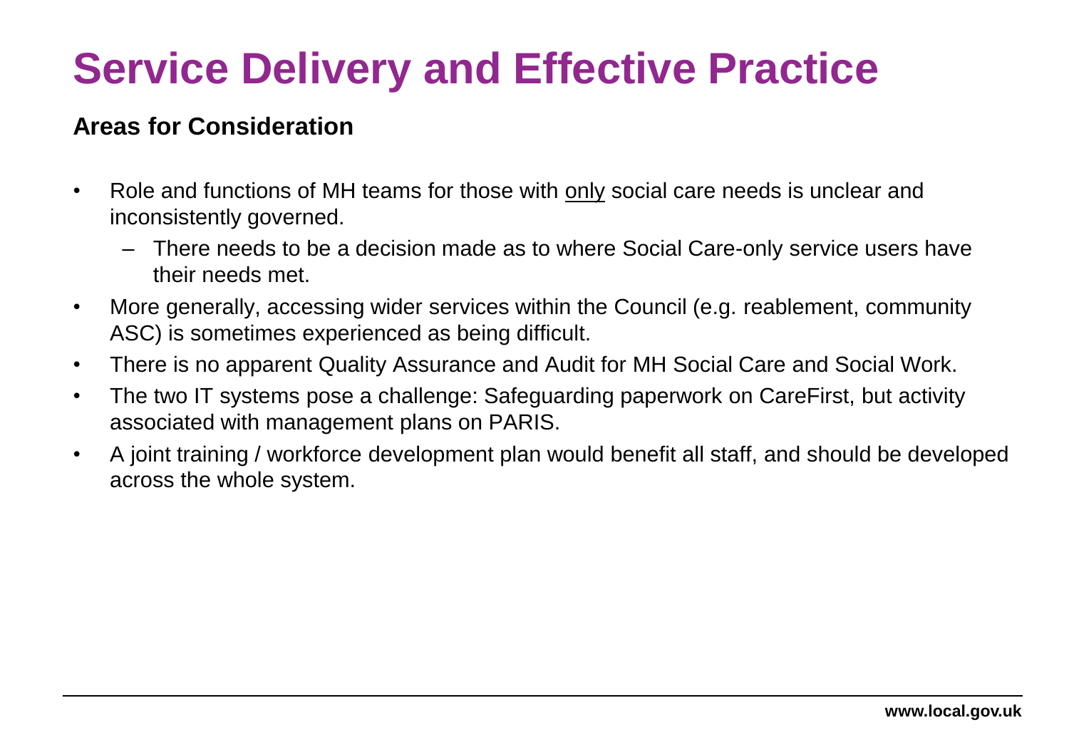# Service Delivery and Effective Practice

**Areas for Consideration**

- Role and functions of MH teams for those with only social care needs is unclear and inconsistently governed.
  - There needs to be a decision made as to where Social Care-only service users have their needs met.
- More generally, accessing wider services within the Council (e.g. reablement, community ASC) is sometimes experienced as being difficult.
- There is no apparent Quality Assurance and Audit for MH Social Care and Social Work.
- The two IT systems pose a challenge: Safeguarding paperwork on CareFirst, but activity associated with management plans on PARIS.
- A joint training / workforce development plan would benefit all staff, and should be developed across the whole system.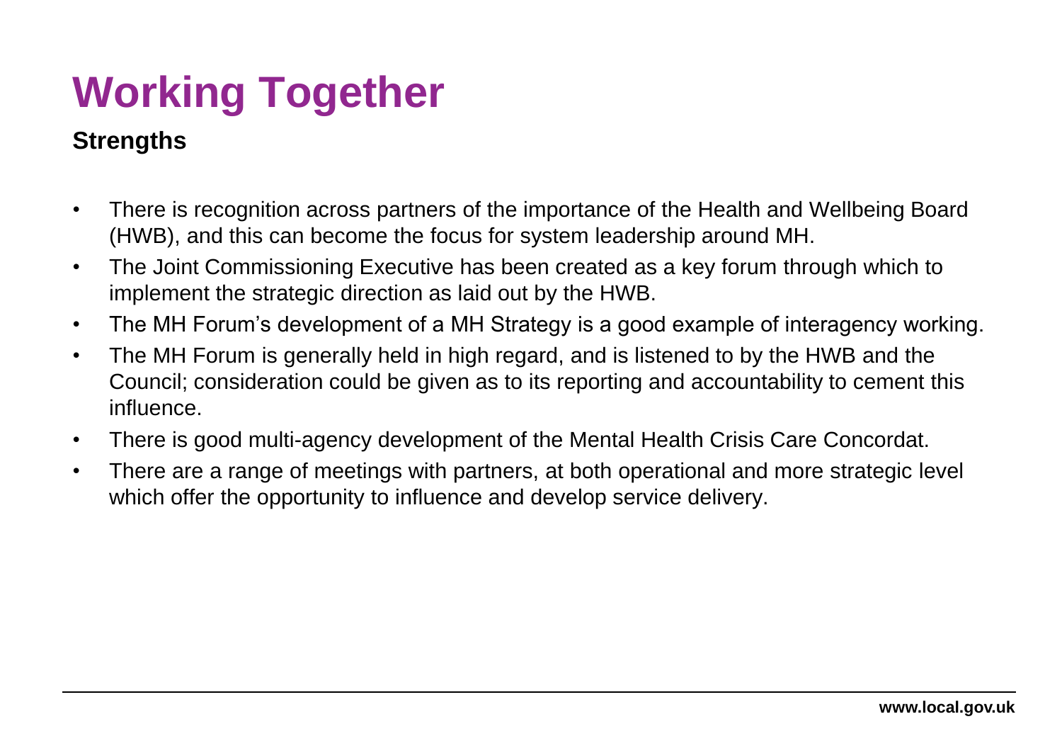# Working Together

**Strengths**

- There is recognition across partners of the importance of the Health and Wellbeing Board (HWB), and this can become the focus for system leadership around MH.
- The Joint Commissioning Executive has been created as a key forum through which to implement the strategic direction as laid out by the HWB.
- The MH Forum's development of a MH Strategy is a good example of interagency working.
- The MH Forum is generally held in high regard, and is listened to by the HWB and the Council; consideration could be given as to its reporting and accountability to cement this influence.
- There is good multi-agency development of the Mental Health Crisis Care Concordat.
- There are a range of meetings with partners, at both operational and more strategic level which offer the opportunity to influence and develop service delivery.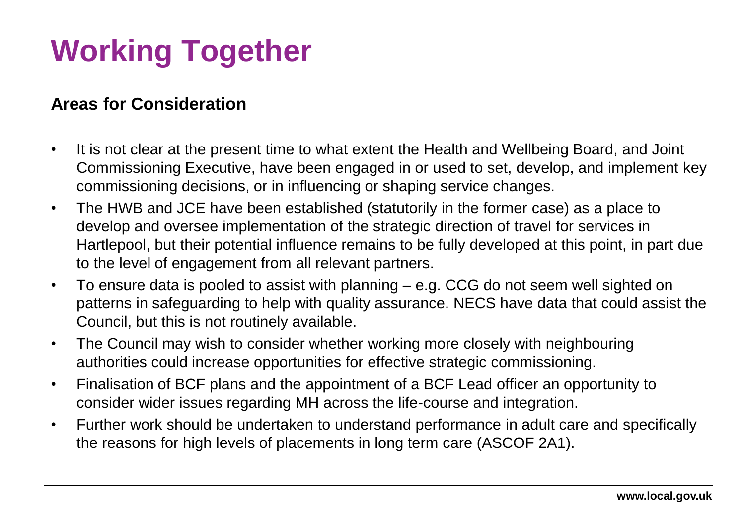# Working Together

**Areas for Consideration**

- It is not clear at the present time to what extent the Health and Wellbeing Board, and Joint Commissioning Executive, have been engaged in or used to set, develop, and implement key commissioning decisions, or in influencing or shaping service changes.
- The HWB and JCE have been established (statutorily in the former case) as a place to develop and oversee implementation of the strategic direction of travel for services in Hartlepool, but their potential influence remains to be fully developed at this point, in part due to the level of engagement from all relevant partners.
- To ensure data is pooled to assist with planning – e.g. CCG do not seem well sighted on patterns in safeguarding to help with quality assurance. NECS have data that could assist the Council, but this is not routinely available.
- The Council may wish to consider whether working more closely with neighbouring authorities could increase opportunities for effective strategic commissioning.
- Finalisation of BCF plans and the appointment of a BCF Lead officer an opportunity to consider wider issues regarding MH across the life-course and integration.
- Further work should be undertaken to understand performance in adult care and specifically the reasons for high levels of placements in long term care (ASCOF 2A1).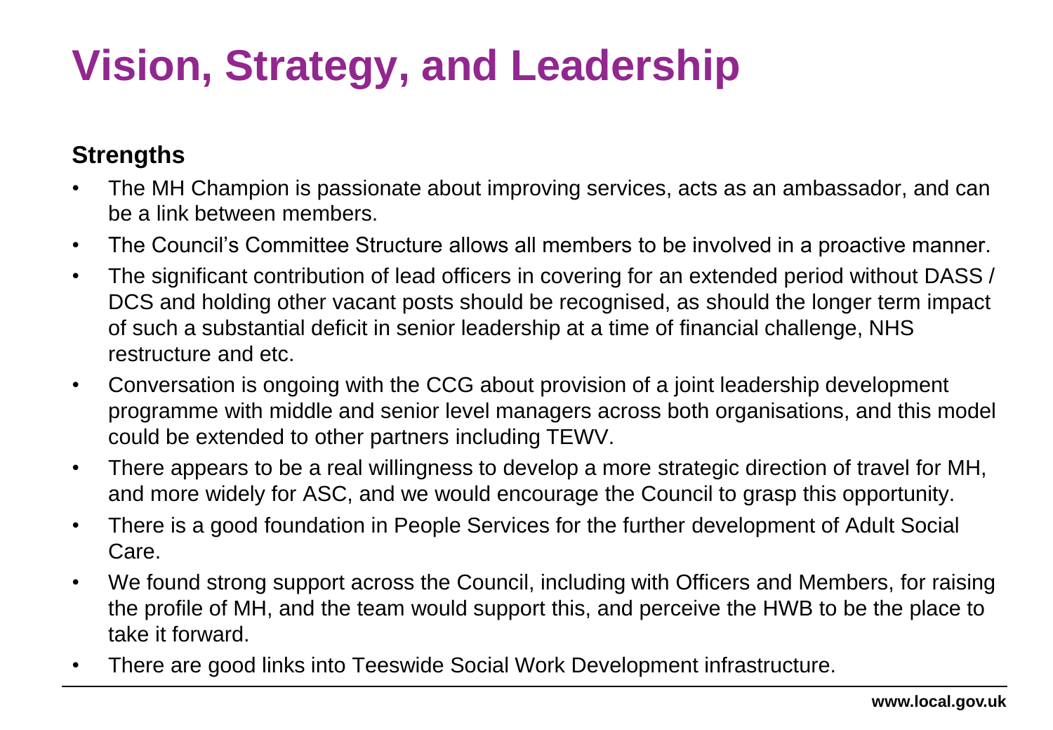# Vision, Strategy, and Leadership

**Strengths**

- The MH Champion is passionate about improving services, acts as an ambassador, and can be a link between members.
- The Council's Committee Structure allows all members to be involved in a proactive manner.
- The significant contribution of lead officers in covering for an extended period without DASS / DCS and holding other vacant posts should be recognised, as should the longer term impact of such a substantial deficit in senior leadership at a time of financial challenge, NHS restructure and etc.
- Conversation is ongoing with the CCG about provision of a joint leadership development programme with middle and senior level managers across both organisations, and this model could be extended to other partners including TEWV.
- There appears to be a real willingness to develop a more strategic direction of travel for MH, and more widely for ASC, and we would encourage the Council to grasp this opportunity.
- There is a good foundation in People Services for the further development of Adult Social Care.
- We found strong support across the Council, including with Officers and Members, for raising the profile of MH, and the team would support this, and perceive the HWB to be the place to take it forward.
- There are good links into Teeswide Social Work Development infrastructure.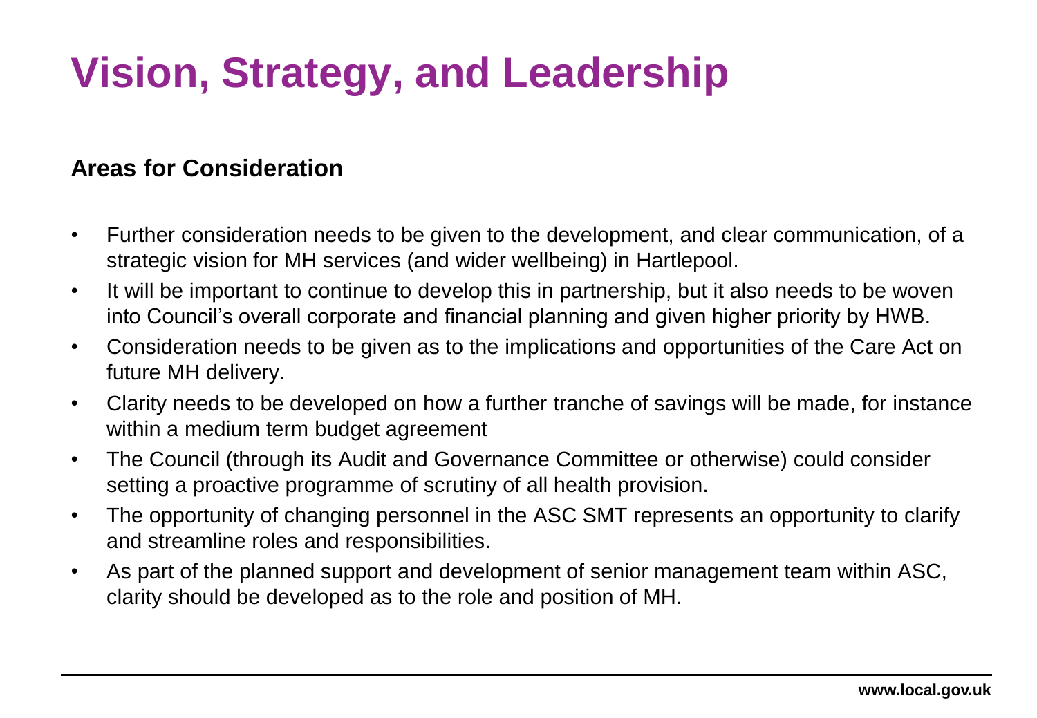# Vision, Strategy, and Leadership

**Areas for Consideration**

- Further consideration needs to be given to the development, and clear communication, of a strategic vision for MH services (and wider wellbeing) in Hartlepool.
- It will be important to continue to develop this in partnership, but it also needs to be woven into Council's overall corporate and financial planning and given higher priority by HWB.
- Consideration needs to be given as to the implications and opportunities of the Care Act on future MH delivery.
- Clarity needs to be developed on how a further tranche of savings will be made, for instance within a medium term budget agreement
- The Council (through its Audit and Governance Committee or otherwise) could consider setting a proactive programme of scrutiny of all health provision.
- The opportunity of changing personnel in the ASC SMT represents an opportunity to clarify and streamline roles and responsibilities.
- As part of the planned support and development of senior management team within ASC, clarity should be developed as to the role and position of MH.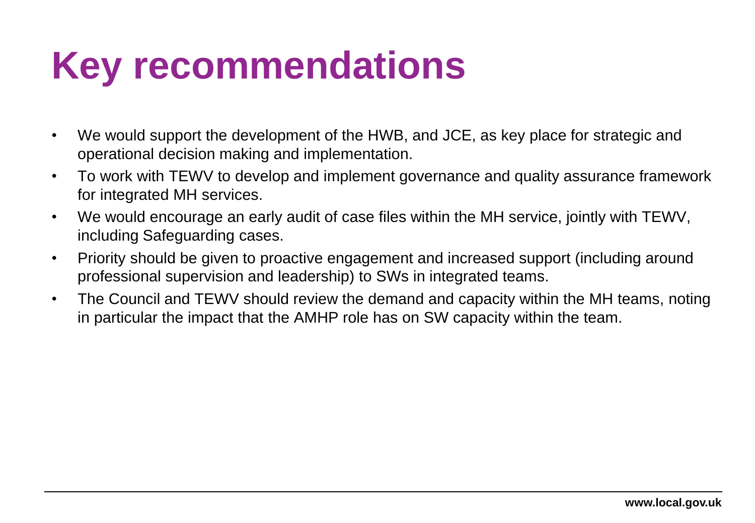# Key recommendations

- We would support the development of the HWB, and JCE, as key place for strategic and operational decision making and implementation.
- To work with TEWV to develop and implement governance and quality assurance framework for integrated MH services.
- We would encourage an early audit of case files within the MH service, jointly with TEWV, including Safeguarding cases.
- Priority should be given to proactive engagement and increased support (including around professional supervision and leadership) to SWs in integrated teams.
- The Council and TEWV should review the demand and capacity within the MH teams, noting in particular the impact that the AMHP role has on SW capacity within the team.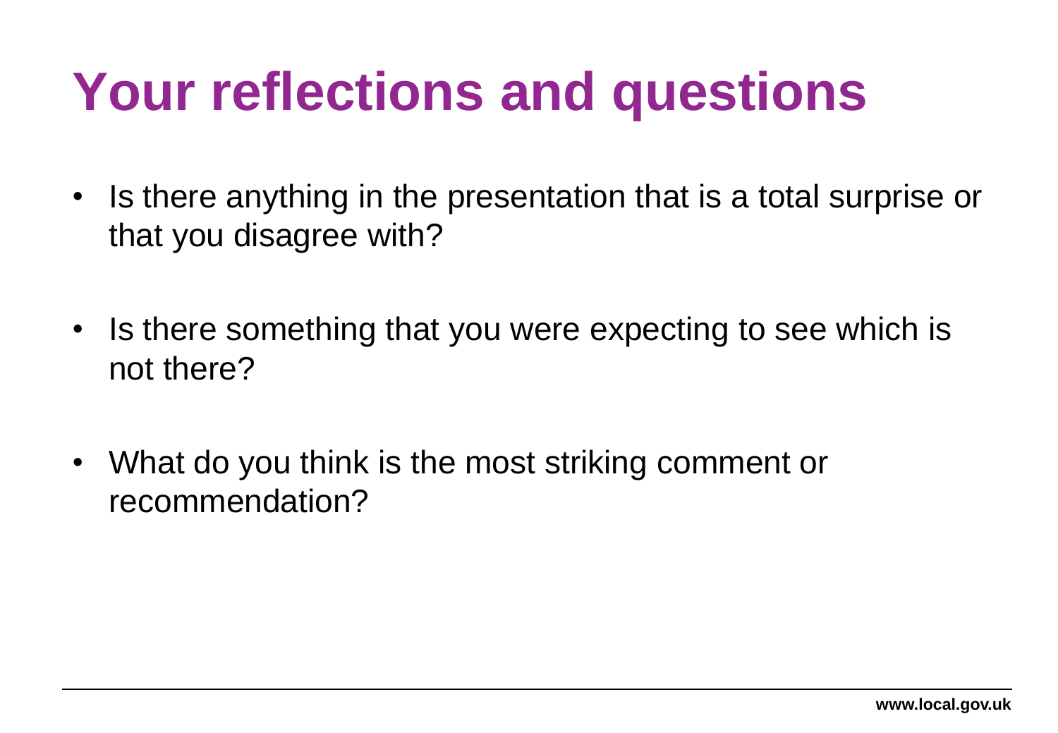# Your reflections and questions

- Is there anything in the presentation that is a total surprise or that you disagree with?
- Is there something that you were expecting to see which is not there?
- What do you think is the most striking comment or recommendation?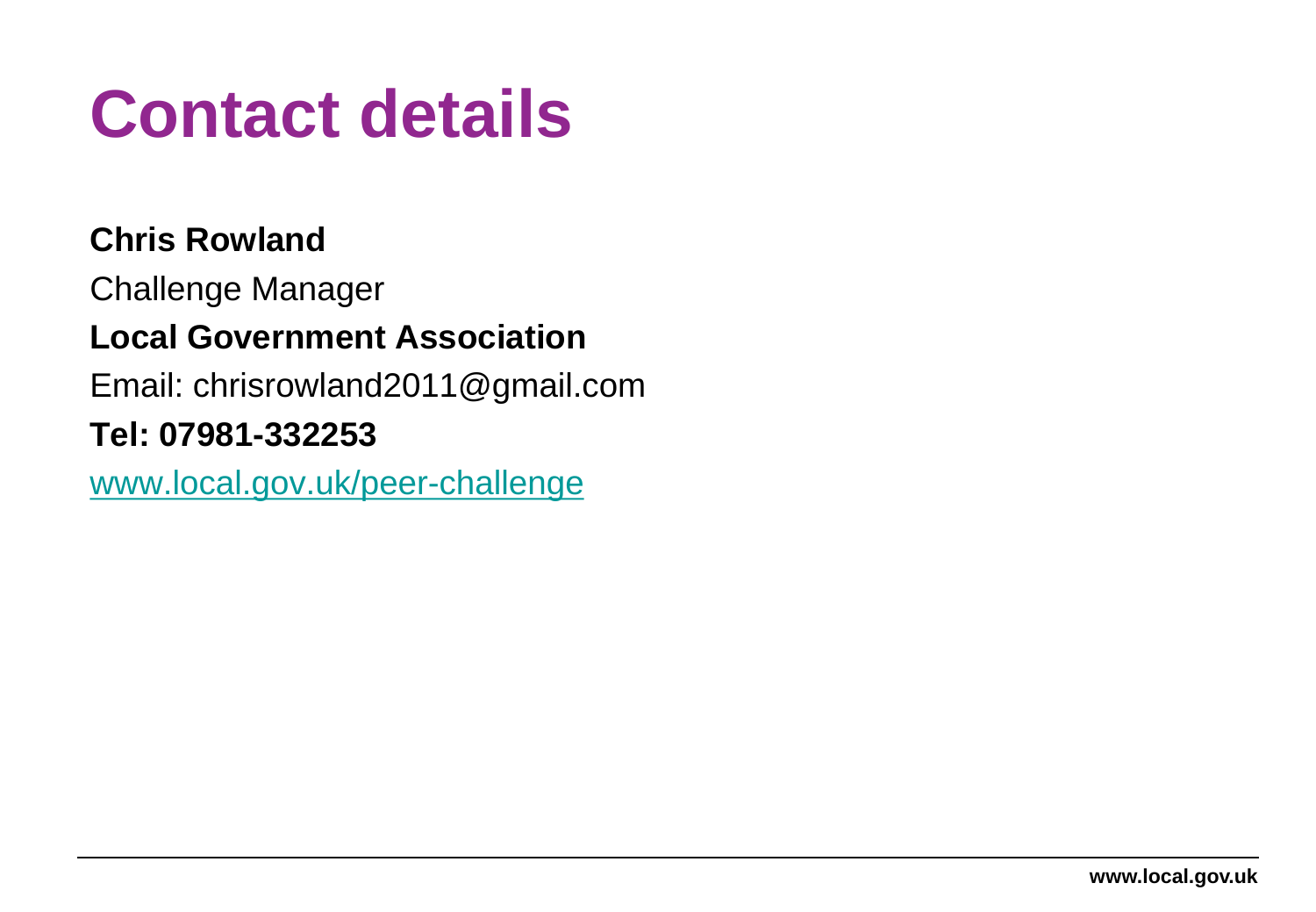# Contact details

**Chris Rowland**

Challenge Manager

**Local Government Association**

Email: chrisrowland2011@gmail.com

**Tel: 07981-332253**

[www.local.gov.uk/peer-challenge](www.local.gov.uk/peer-challenge)